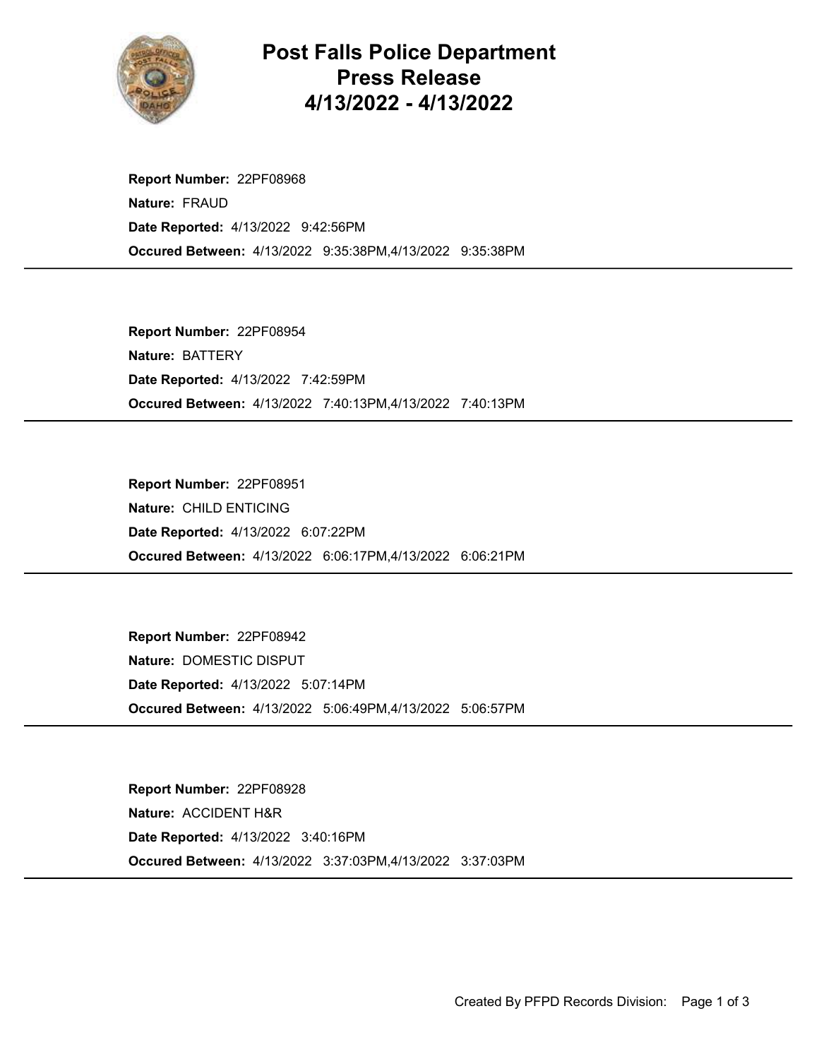# Post Falls Police Department Press Release 4/13/2022 - 4/13/2022

**Report Number:** 22PF08968
**Nature:** FRAUD
**Date Reported:** 4/13/2022 9:42:56PM
**Occured Between:** 4/13/2022 9:35:38PM,4/13/2022 9:35:38PM

---

**Report Number:** 22PF08954
**Nature:** BATTERY
**Date Reported:** 4/13/2022 7:42:59PM
**Occured Between:** 4/13/2022 7:40:13PM,4/13/2022 7:40:13PM

---

**Report Number:** 22PF08951
**Nature:** CHILD ENTICING
**Date Reported:** 4/13/2022 6:07:22PM
**Occured Between:** 4/13/2022 6:06:17PM,4/13/2022 6:06:21PM

---

**Report Number:** 22PF08942
**Nature:** DOMESTIC DISPUT
**Date Reported:** 4/13/2022 5:07:14PM
**Occured Between:** 4/13/2022 5:06:49PM,4/13/2022 5:06:57PM

---

**Report Number:** 22PF08928
**Nature:** ACCIDENT H&R
**Date Reported:** 4/13/2022 3:40:16PM
**Occured Between:** 4/13/2022 3:37:03PM,4/13/2022 3:37:03PM

---

Created By PFPD Records Division: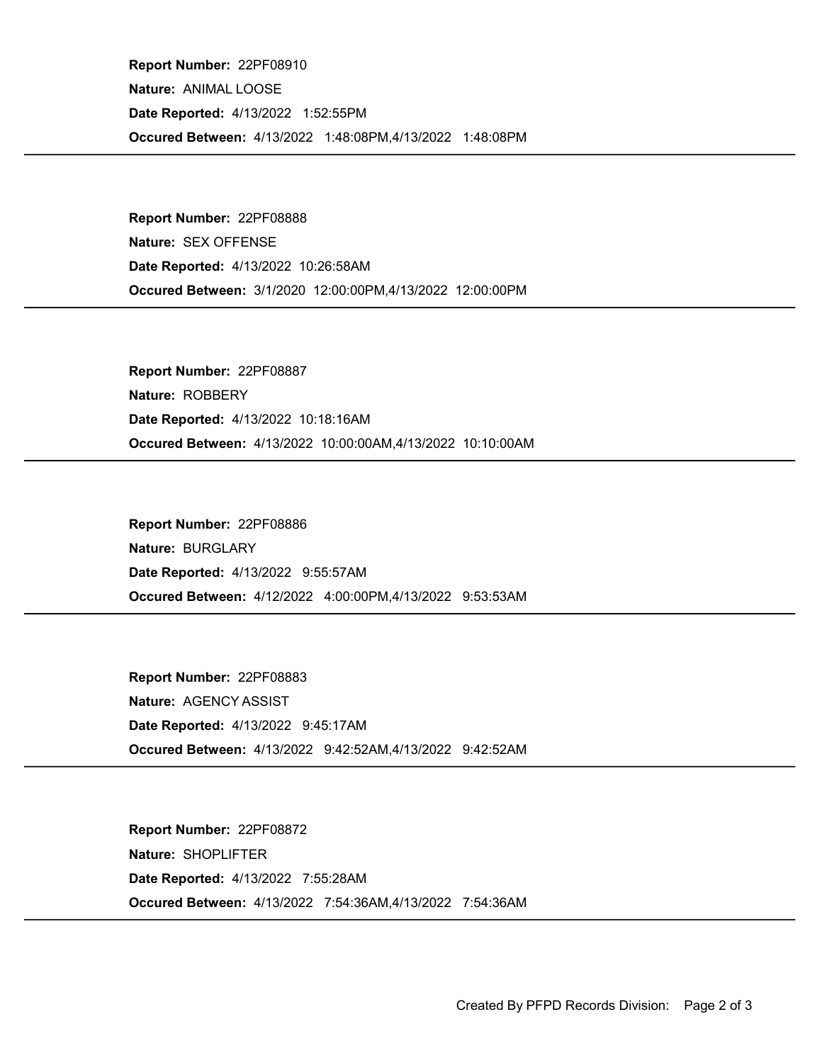**Report Number:** 22PF08910

**Nature:** ANIMAL LOOSE

**Date Reported:** 4/13/2022 1:52:55PM

**Occured Between:** 4/13/2022 1:48:08PM,4/13/2022 1:48:08PM

---

**Report Number:** 22PF08888

**Nature:** SEX OFFENSE

**Date Reported:** 4/13/2022 10:26:58AM

**Occured Between:** 3/1/2020 12:00:00PM,4/13/2022 12:00:00PM

---

**Report Number:** 22PF08887

**Nature:** ROBBERY

**Date Reported:** 4/13/2022 10:18:16AM

**Occured Between:** 4/13/2022 10:00:00AM,4/13/2022 10:10:00AM

---

**Report Number:** 22PF08886

**Nature:** BURGLARY

**Date Reported:** 4/13/2022 9:55:57AM

**Occured Between:** 4/12/2022 4:00:00PM,4/13/2022 9:53:53AM

---

**Report Number:** 22PF08883

**Nature:** AGENCY ASSIST

**Date Reported:** 4/13/2022 9:45:17AM

**Occured Between:** 4/13/2022 9:42:52AM,4/13/2022 9:42:52AM

---

**Report Number:** 22PF08872

**Nature:** SHOPLIFTER

**Date Reported:** 4/13/2022 7:55:28AM

**Occured Between:** 4/13/2022 7:54:36AM,4/13/2022 7:54:36AM

---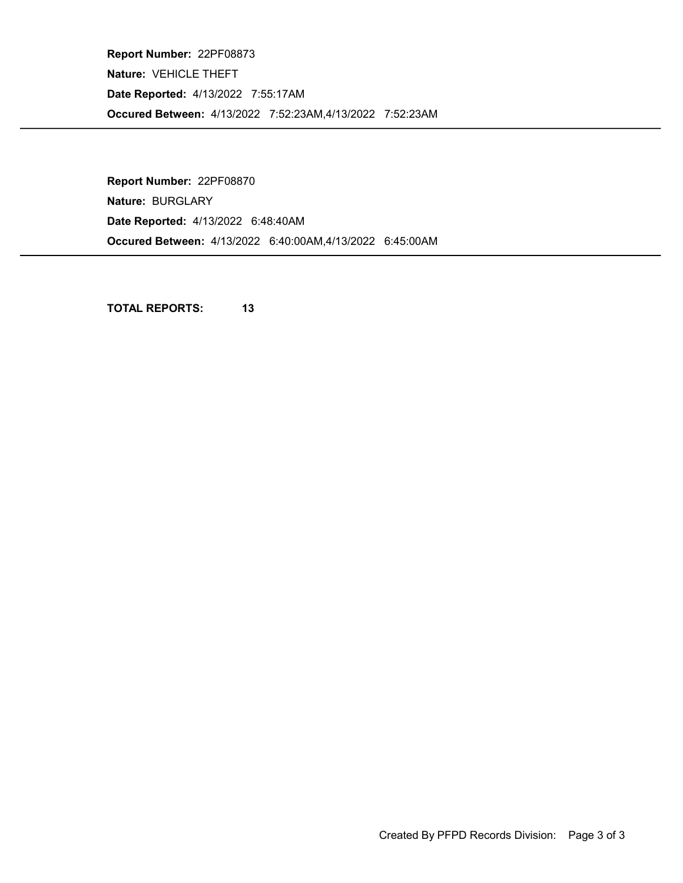**Report Number:** 22PF08873

**Nature:** VEHICLE THEFT

**Date Reported:** 4/13/2022 7:55:17AM

**Occured Between:** 4/13/2022 7:52:23AM,4/13/2022 7:52:23AM

---

**Report Number:** 22PF08870

**Nature:** BURGLARY

**Date Reported:** 4/13/2022 6:48:40AM

**Occured Between:** 4/13/2022 6:40:00AM,4/13/2022 6:45:00AM

---

**TOTAL REPORTS: 13**

Created By PFPD Records Division: